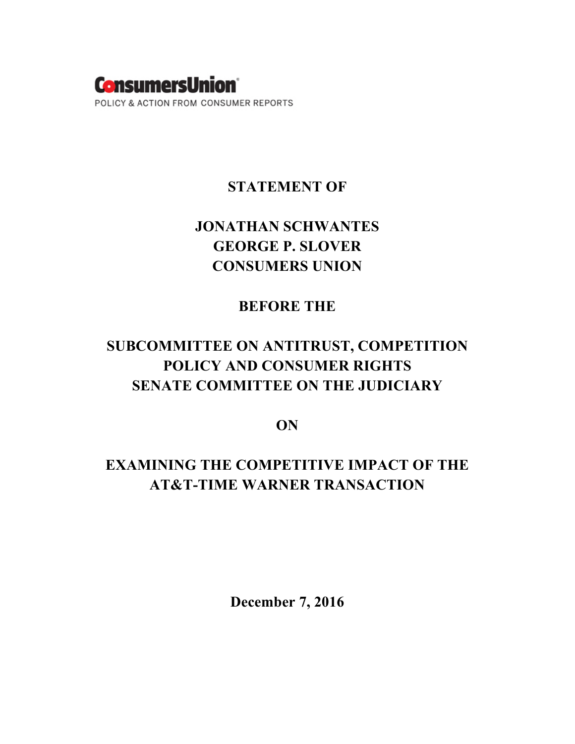**ConsumersUnion**

POLICY & ACTION FROM CONSUMER REPORTS

# STATEMENT OF

# JONATHAN SCHWANTES
# GEORGE P. SLOVER
# CONSUMERS UNION

# BEFORE THE

# SUBCOMMITTEE ON ANTITRUST, COMPETITION POLICY AND CONSUMER RIGHTS
# SENATE COMMITTEE ON THE JUDICIARY

# ON

# EXAMINING THE COMPETITIVE IMPACT OF THE AT&T-TIME WARNER TRANSACTION

**December 7, 2016**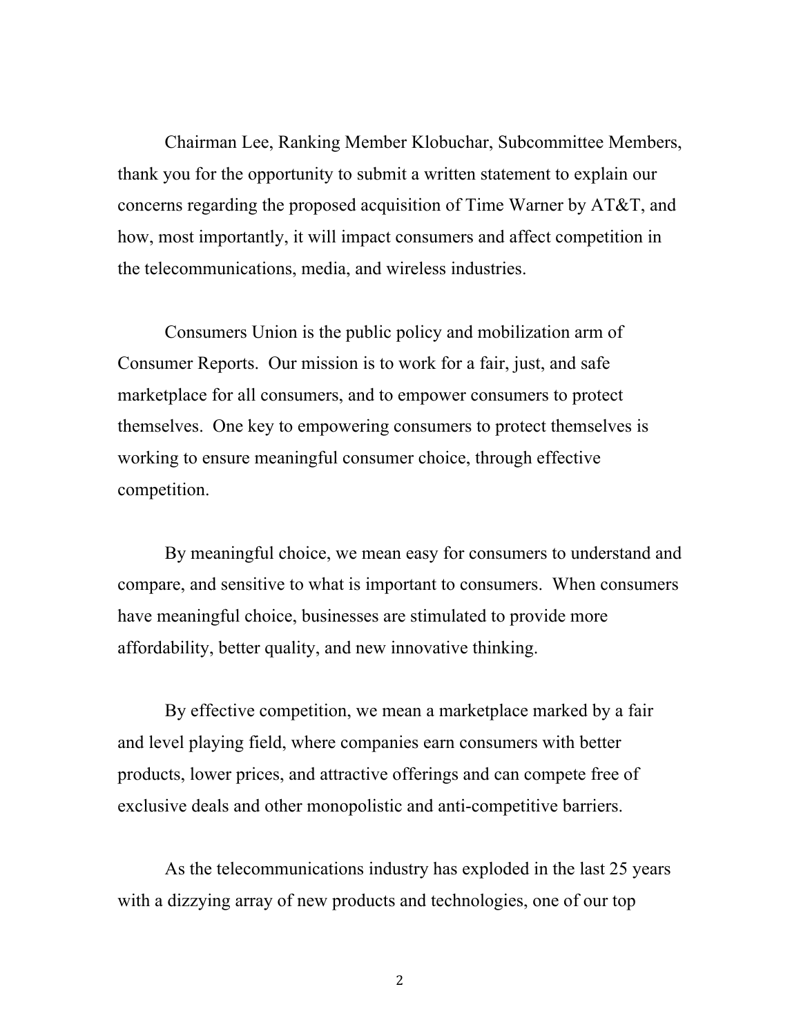Chairman Lee, Ranking Member Klobuchar, Subcommittee Members, thank you for the opportunity to submit a written statement to explain our concerns regarding the proposed acquisition of Time Warner by AT&T, and how, most importantly, it will impact consumers and affect competition in the telecommunications, media, and wireless industries.

Consumers Union is the public policy and mobilization arm of Consumer Reports. Our mission is to work for a fair, just, and safe marketplace for all consumers, and to empower consumers to protect themselves. One key to empowering consumers to protect themselves is working to ensure meaningful consumer choice, through effective competition.

By meaningful choice, we mean easy for consumers to understand and compare, and sensitive to what is important to consumers. When consumers have meaningful choice, businesses are stimulated to provide more affordability, better quality, and new innovative thinking.

By effective competition, we mean a marketplace marked by a fair and level playing field, where companies earn consumers with better products, lower prices, and attractive offerings and can compete free of exclusive deals and other monopolistic and anti-competitive barriers.

As the telecommunications industry has exploded in the last 25 years with a dizzying array of new products and technologies, one of our top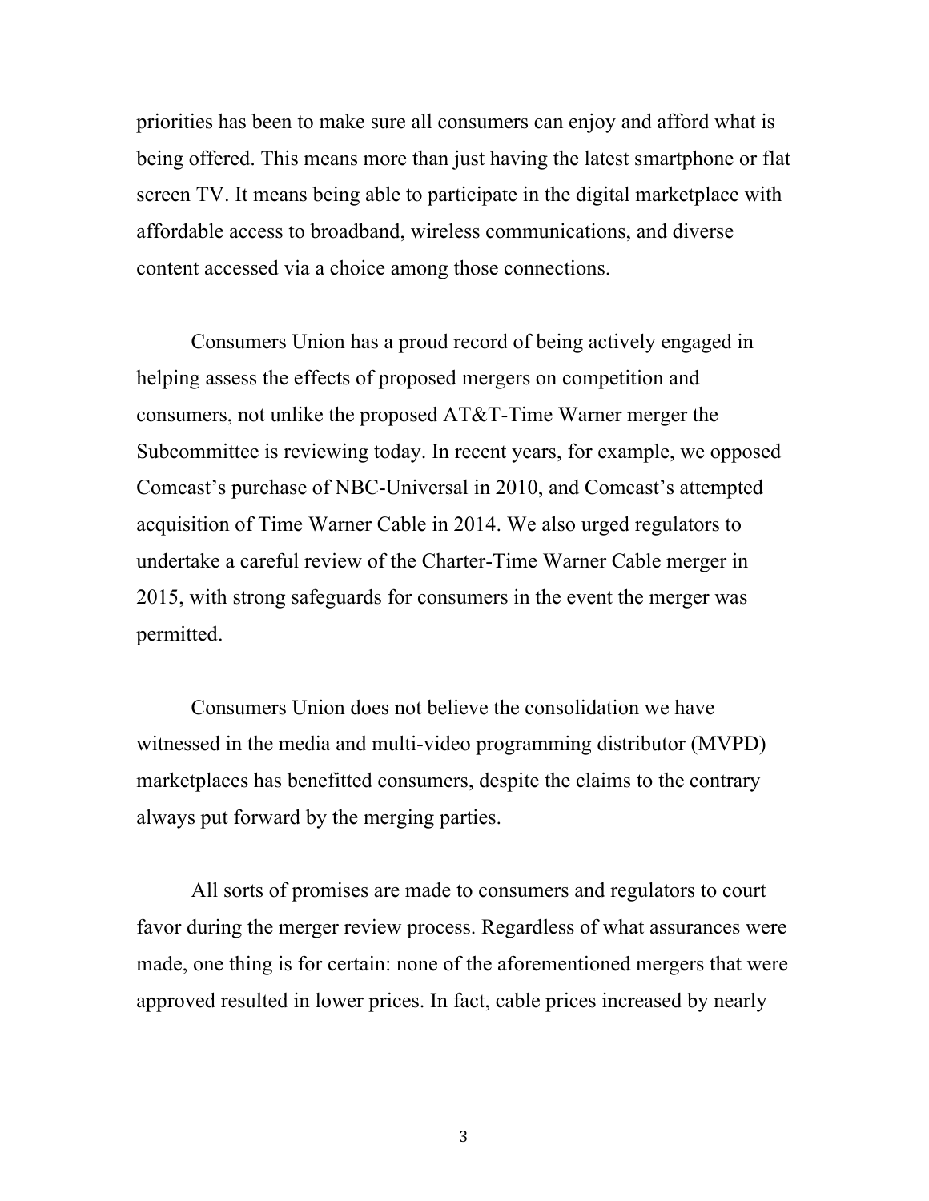priorities has been to make sure all consumers can enjoy and afford what is being offered. This means more than just having the latest smartphone or flat screen TV. It means being able to participate in the digital marketplace with affordable access to broadband, wireless communications, and diverse content accessed via a choice among those connections.

Consumers Union has a proud record of being actively engaged in helping assess the effects of proposed mergers on competition and consumers, not unlike the proposed AT&T-Time Warner merger the Subcommittee is reviewing today. In recent years, for example, we opposed Comcast's purchase of NBC-Universal in 2010, and Comcast's attempted acquisition of Time Warner Cable in 2014. We also urged regulators to undertake a careful review of the Charter-Time Warner Cable merger in 2015, with strong safeguards for consumers in the event the merger was permitted.

Consumers Union does not believe the consolidation we have witnessed in the media and multi-video programming distributor (MVPD) marketplaces has benefitted consumers, despite the claims to the contrary always put forward by the merging parties.

All sorts of promises are made to consumers and regulators to court favor during the merger review process. Regardless of what assurances were made, one thing is for certain: none of the aforementioned mergers that were approved resulted in lower prices. In fact, cable prices increased by nearly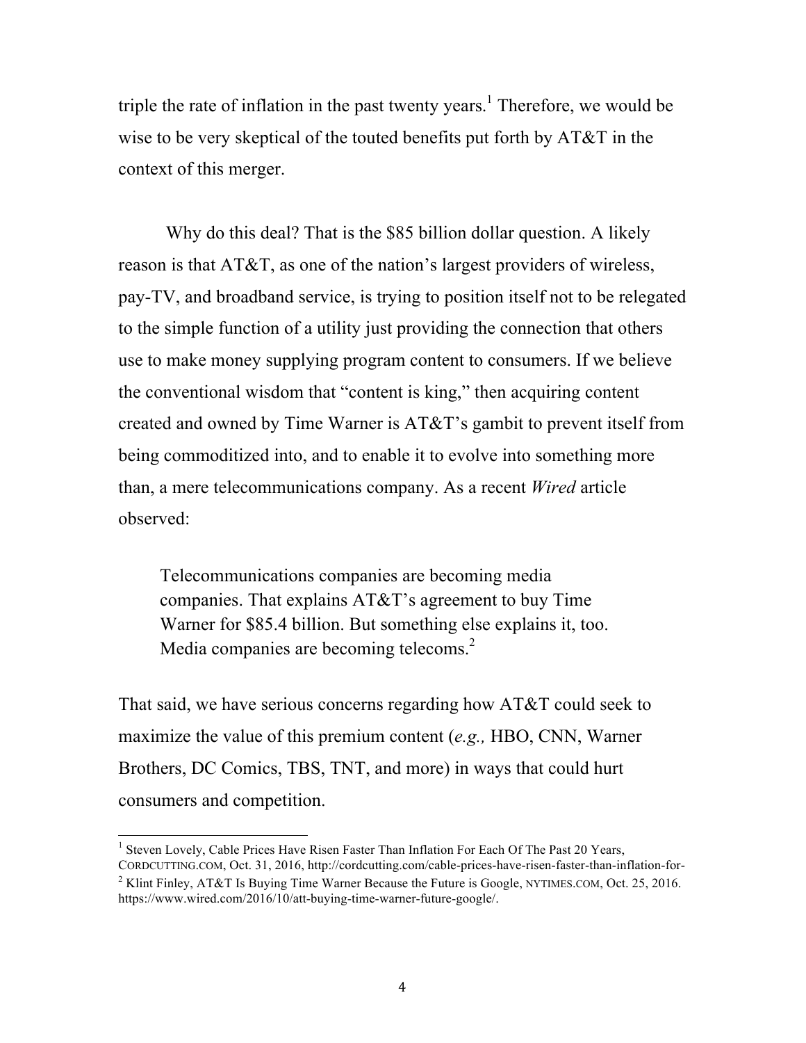triple the rate of inflation in the past twenty years.[1] Therefore, we would be wise to be very skeptical of the touted benefits put forth by AT&T in the context of this merger.

Why do this deal? That is the $85 billion dollar question. A likely reason is that AT&T, as one of the nation's largest providers of wireless, pay-TV, and broadband service, is trying to position itself not to be relegated to the simple function of a utility just providing the connection that others use to make money supplying program content to consumers. If we believe the conventional wisdom that "content is king," then acquiring content created and owned by Time Warner is AT&T's gambit to prevent itself from being commoditized into, and to enable it to evolve into something more than, a mere telecommunications company. As a recent *Wired* article observed:

> Telecommunications companies are becoming media companies. That explains AT&T's agreement to buy Time Warner for $85.4 billion. But something else explains it, too. Media companies are becoming telecoms.[2]

That said, we have serious concerns regarding how AT&T could seek to maximize the value of this premium content (*e.g.,* HBO, CNN, Warner Brothers, DC Comics, TBS, TNT, and more) in ways that could hurt consumers and competition.

---

[1] Steven Lovely, Cable Prices Have Risen Faster Than Inflation For Each Of The Past 20 Years, CORDCUTTING.COM, Oct. 31, 2016, http://cordcutting.com/cable-prices-have-risen-faster-than-inflation-for-

[2] Klint Finley, AT&T Is Buying Time Warner Because the Future is Google, NYTIMES.COM, Oct. 25, 2016. https://www.wired.com/2016/10/att-buying-time-warner-future-google/.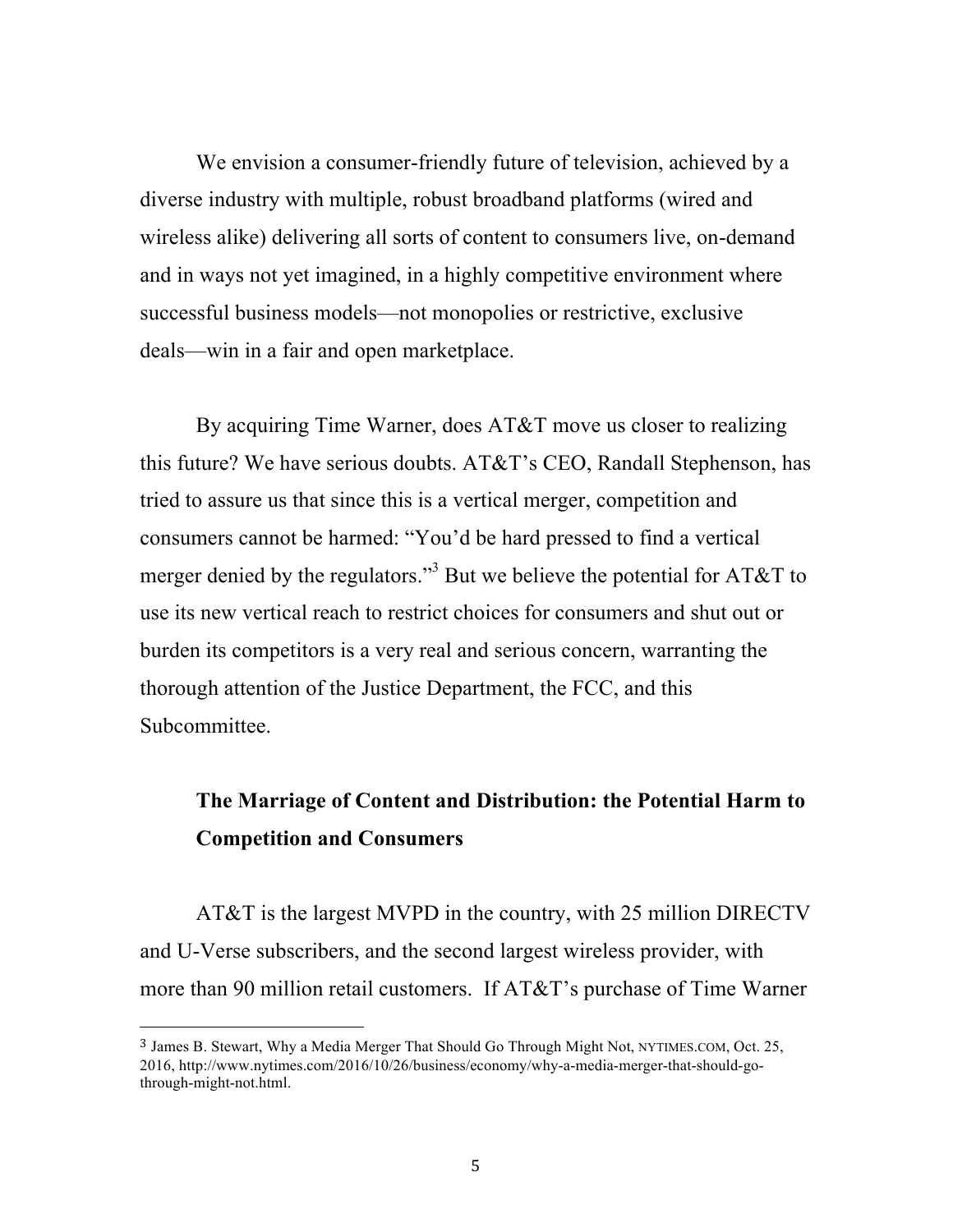We envision a consumer-friendly future of television, achieved by a diverse industry with multiple, robust broadband platforms (wired and wireless alike) delivering all sorts of content to consumers live, on-demand and in ways not yet imagined, in a highly competitive environment where successful business models—not monopolies or restrictive, exclusive deals—win in a fair and open marketplace.

By acquiring Time Warner, does AT&T move us closer to realizing this future? We have serious doubts. AT&T's CEO, Randall Stephenson, has tried to assure us that since this is a vertical merger, competition and consumers cannot be harmed: "You'd be hard pressed to find a vertical merger denied by the regulators."[3] But we believe the potential for AT&T to use its new vertical reach to restrict choices for consumers and shut out or burden its competitors is a very real and serious concern, warranting the thorough attention of the Justice Department, the FCC, and this Subcommittee.

**The Marriage of Content and Distribution: the Potential Harm to Competition and Consumers**

AT&T is the largest MVPD in the country, with 25 million DIRECTV and U-Verse subscribers, and the second largest wireless provider, with more than 90 million retail customers. If AT&T's purchase of Time Warner

---

[3] James B. Stewart, Why a Media Merger That Should Go Through Might Not, NYTIMES.COM, Oct. 25, 2016, http://www.nytimes.com/2016/10/26/business/economy/why-a-media-merger-that-should-go-through-might-not.html.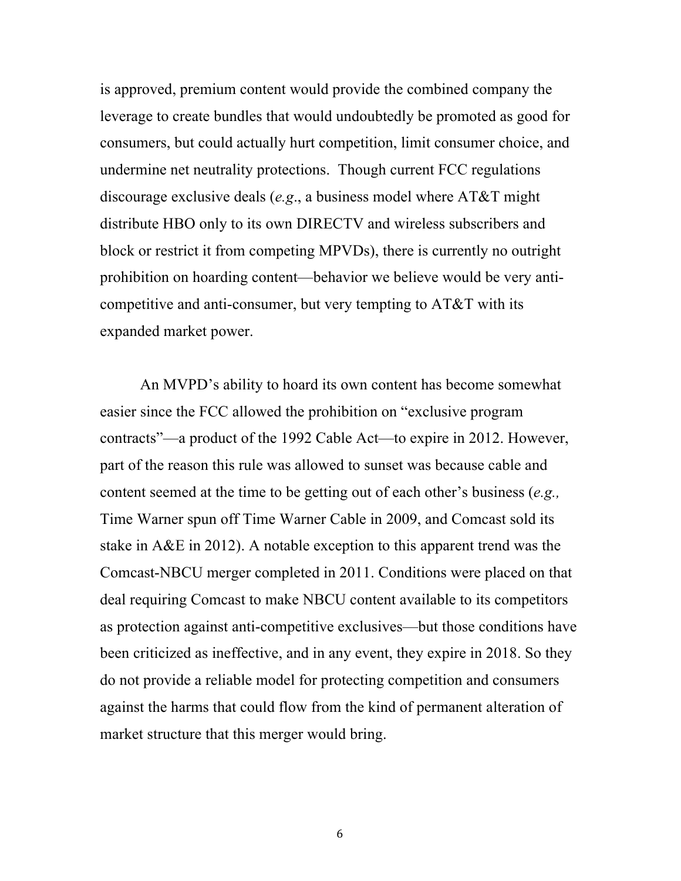is approved, premium content would provide the combined company the leverage to create bundles that would undoubtedly be promoted as good for consumers, but could actually hurt competition, limit consumer choice, and undermine net neutrality protections. Though current FCC regulations discourage exclusive deals (*e.g*., a business model where AT&T might distribute HBO only to its own DIRECTV and wireless subscribers and block or restrict it from competing MPVDs), there is currently no outright prohibition on hoarding content—behavior we believe would be very anti-competitive and anti-consumer, but very tempting to AT&T with its expanded market power.

An MVPD's ability to hoard its own content has become somewhat easier since the FCC allowed the prohibition on "exclusive program contracts"—a product of the 1992 Cable Act—to expire in 2012. However, part of the reason this rule was allowed to sunset was because cable and content seemed at the time to be getting out of each other's business (*e.g.,* Time Warner spun off Time Warner Cable in 2009, and Comcast sold its stake in A&E in 2012). A notable exception to this apparent trend was the Comcast-NBCU merger completed in 2011. Conditions were placed on that deal requiring Comcast to make NBCU content available to its competitors as protection against anti-competitive exclusives—but those conditions have been criticized as ineffective, and in any event, they expire in 2018. So they do not provide a reliable model for protecting competition and consumers against the harms that could flow from the kind of permanent alteration of market structure that this merger would bring.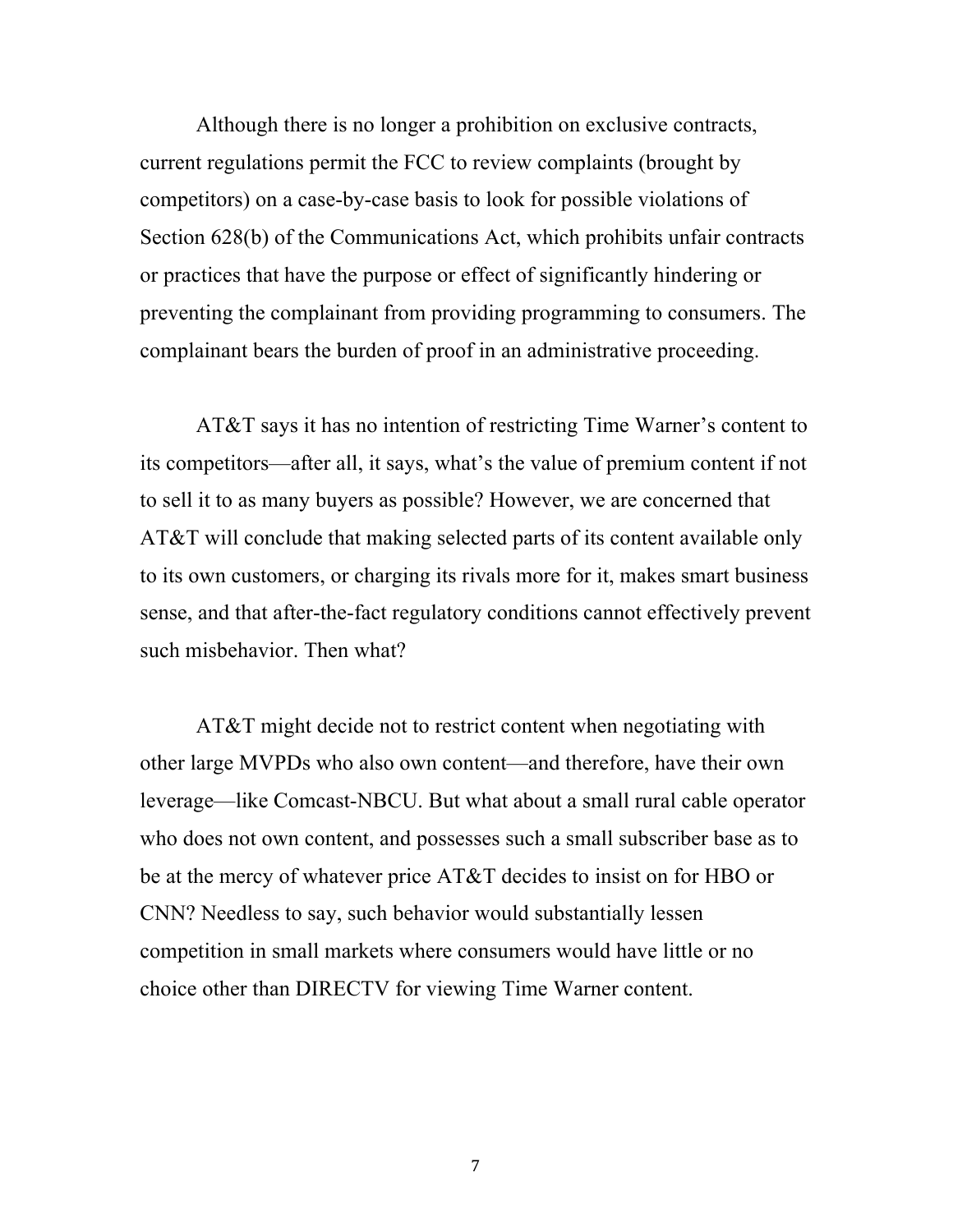Although there is no longer a prohibition on exclusive contracts, current regulations permit the FCC to review complaints (brought by competitors) on a case-by-case basis to look for possible violations of Section 628(b) of the Communications Act, which prohibits unfair contracts or practices that have the purpose or effect of significantly hindering or preventing the complainant from providing programming to consumers. The complainant bears the burden of proof in an administrative proceeding.

AT&T says it has no intention of restricting Time Warner's content to its competitors—after all, it says, what's the value of premium content if not to sell it to as many buyers as possible? However, we are concerned that AT&T will conclude that making selected parts of its content available only to its own customers, or charging its rivals more for it, makes smart business sense, and that after-the-fact regulatory conditions cannot effectively prevent such misbehavior. Then what?

AT&T might decide not to restrict content when negotiating with other large MVPDs who also own content—and therefore, have their own leverage—like Comcast-NBCU. But what about a small rural cable operator who does not own content, and possesses such a small subscriber base as to be at the mercy of whatever price AT&T decides to insist on for HBO or CNN? Needless to say, such behavior would substantially lessen competition in small markets where consumers would have little or no choice other than DIRECTV for viewing Time Warner content.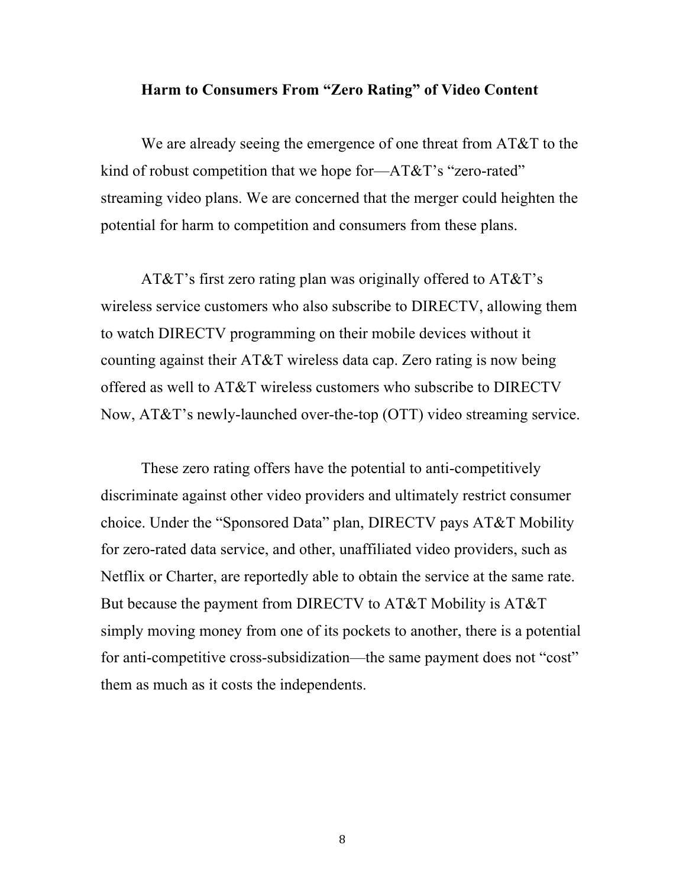## Harm to Consumers From "Zero Rating" of Video Content

We are already seeing the emergence of one threat from AT&T to the kind of robust competition that we hope for—AT&T's "zero-rated" streaming video plans. We are concerned that the merger could heighten the potential for harm to competition and consumers from these plans.

AT&T's first zero rating plan was originally offered to AT&T's wireless service customers who also subscribe to DIRECTV, allowing them to watch DIRECTV programming on their mobile devices without it counting against their AT&T wireless data cap. Zero rating is now being offered as well to AT&T wireless customers who subscribe to DIRECTV Now, AT&T's newly-launched over-the-top (OTT) video streaming service.

These zero rating offers have the potential to anti-competitively discriminate against other video providers and ultimately restrict consumer choice. Under the "Sponsored Data" plan, DIRECTV pays AT&T Mobility for zero-rated data service, and other, unaffiliated video providers, such as Netflix or Charter, are reportedly able to obtain the service at the same rate. But because the payment from DIRECTV to AT&T Mobility is AT&T simply moving money from one of its pockets to another, there is a potential for anti-competitive cross-subsidization—the same payment does not "cost" them as much as it costs the independents.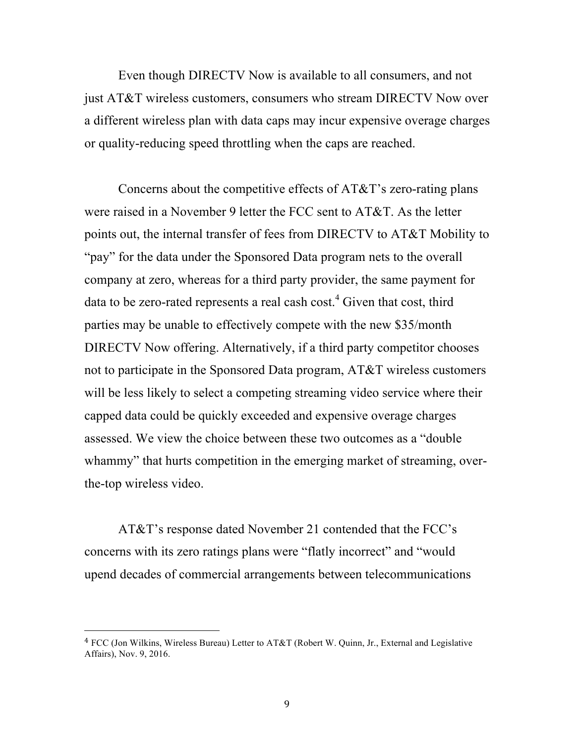Even though DIRECTV Now is available to all consumers, and not just AT&T wireless customers, consumers who stream DIRECTV Now over a different wireless plan with data caps may incur expensive overage charges or quality-reducing speed throttling when the caps are reached.

Concerns about the competitive effects of AT&T's zero-rating plans were raised in a November 9 letter the FCC sent to AT&T. As the letter points out, the internal transfer of fees from DIRECTV to AT&T Mobility to "pay" for the data under the Sponsored Data program nets to the overall company at zero, whereas for a third party provider, the same payment for data to be zero-rated represents a real cash cost.[4] Given that cost, third parties may be unable to effectively compete with the new $35/month DIRECTV Now offering. Alternatively, if a third party competitor chooses not to participate in the Sponsored Data program, AT&T wireless customers will be less likely to select a competing streaming video service where their capped data could be quickly exceeded and expensive overage charges assessed. We view the choice between these two outcomes as a "double whammy" that hurts competition in the emerging market of streaming, over-the-top wireless video.

AT&T's response dated November 21 contended that the FCC's concerns with its zero ratings plans were "flatly incorrect" and "would upend decades of commercial arrangements between telecommunications

---

[4] FCC (Jon Wilkins, Wireless Bureau) Letter to AT&T (Robert W. Quinn, Jr., External and Legislative Affairs), Nov. 9, 2016.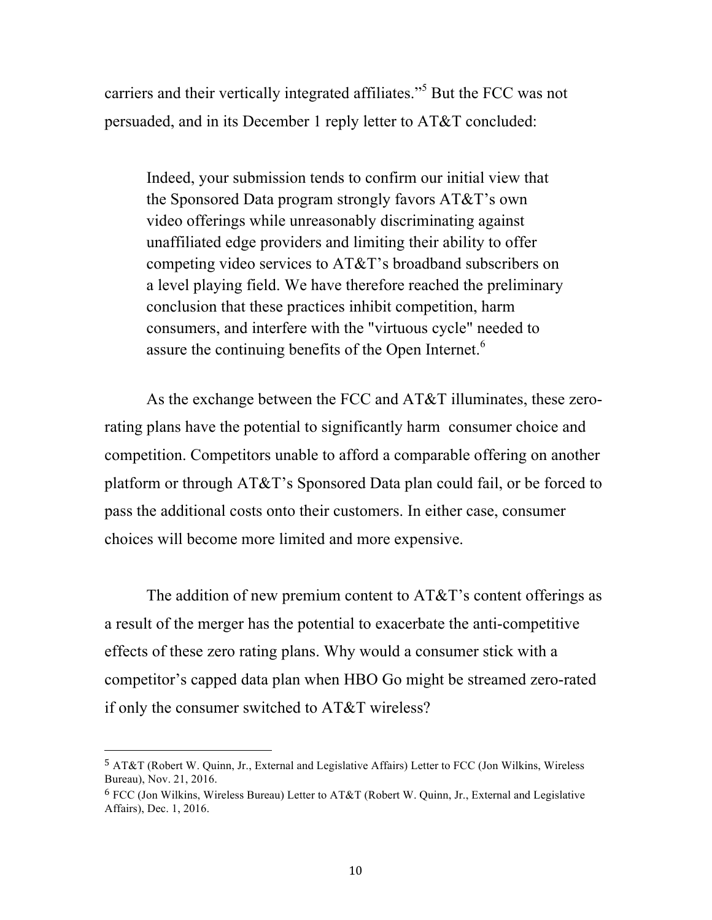carriers and their vertically integrated affiliates."[5] But the FCC was not persuaded, and in its December 1 reply letter to AT&T concluded:

> Indeed, your submission tends to confirm our initial view that the Sponsored Data program strongly favors AT&T's own video offerings while unreasonably discriminating against unaffiliated edge providers and limiting their ability to offer competing video services to AT&T's broadband subscribers on a level playing field. We have therefore reached the preliminary conclusion that these practices inhibit competition, harm consumers, and interfere with the "virtuous cycle" needed to assure the continuing benefits of the Open Internet.[6]

As the exchange between the FCC and AT&T illuminates, these zero-rating plans have the potential to significantly harm consumer choice and competition. Competitors unable to afford a comparable offering on another platform or through AT&T's Sponsored Data plan could fail, or be forced to pass the additional costs onto their customers. In either case, consumer choices will become more limited and more expensive.

The addition of new premium content to AT&T's content offerings as a result of the merger has the potential to exacerbate the anti-competitive effects of these zero rating plans. Why would a consumer stick with a competitor's capped data plan when HBO Go might be streamed zero-rated if only the consumer switched to AT&T wireless?

---

[5] AT&T (Robert W. Quinn, Jr., External and Legislative Affairs) Letter to FCC (Jon Wilkins, Wireless Bureau), Nov. 21, 2016.

[6] FCC (Jon Wilkins, Wireless Bureau) Letter to AT&T (Robert W. Quinn, Jr., External and Legislative Affairs), Dec. 1, 2016.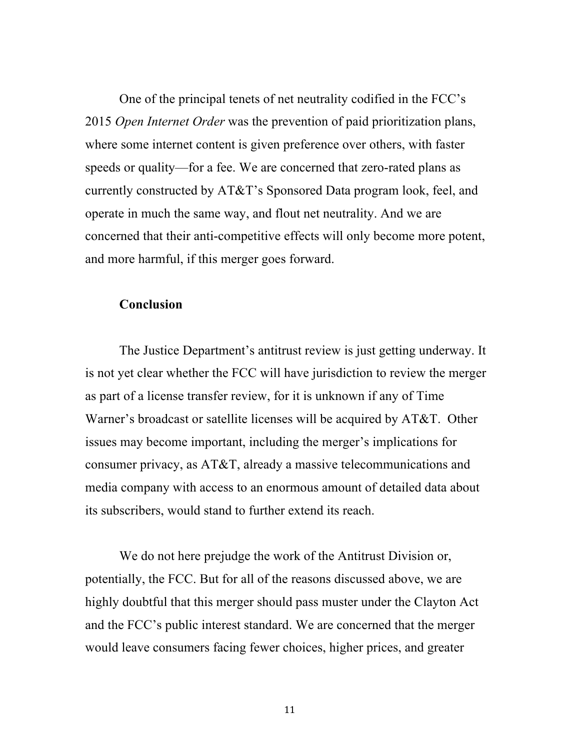One of the principal tenets of net neutrality codified in the FCC's 2015 *Open Internet Order* was the prevention of paid prioritization plans, where some internet content is given preference over others, with faster speeds or quality—for a fee. We are concerned that zero-rated plans as currently constructed by AT&T's Sponsored Data program look, feel, and operate in much the same way, and flout net neutrality. And we are concerned that their anti-competitive effects will only become more potent, and more harmful, if this merger goes forward.

**Conclusion**

The Justice Department's antitrust review is just getting underway. It is not yet clear whether the FCC will have jurisdiction to review the merger as part of a license transfer review, for it is unknown if any of Time Warner's broadcast or satellite licenses will be acquired by AT&T. Other issues may become important, including the merger's implications for consumer privacy, as AT&T, already a massive telecommunications and media company with access to an enormous amount of detailed data about its subscribers, would stand to further extend its reach.

We do not here prejudge the work of the Antitrust Division or, potentially, the FCC. But for all of the reasons discussed above, we are highly doubtful that this merger should pass muster under the Clayton Act and the FCC's public interest standard. We are concerned that the merger would leave consumers facing fewer choices, higher prices, and greater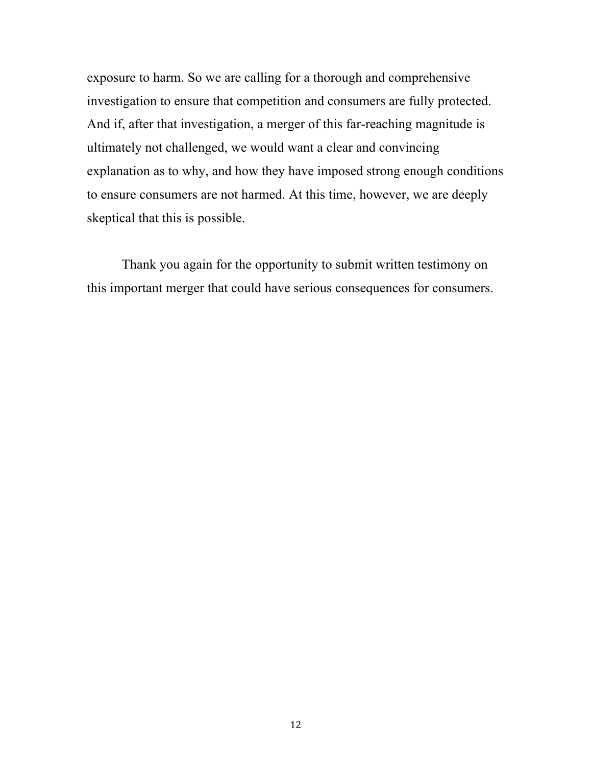exposure to harm. So we are calling for a thorough and comprehensive investigation to ensure that competition and consumers are fully protected. And if, after that investigation, a merger of this far-reaching magnitude is ultimately not challenged, we would want a clear and convincing explanation as to why, and how they have imposed strong enough conditions to ensure consumers are not harmed. At this time, however, we are deeply skeptical that this is possible.

Thank you again for the opportunity to submit written testimony on this important merger that could have serious consequences for consumers.